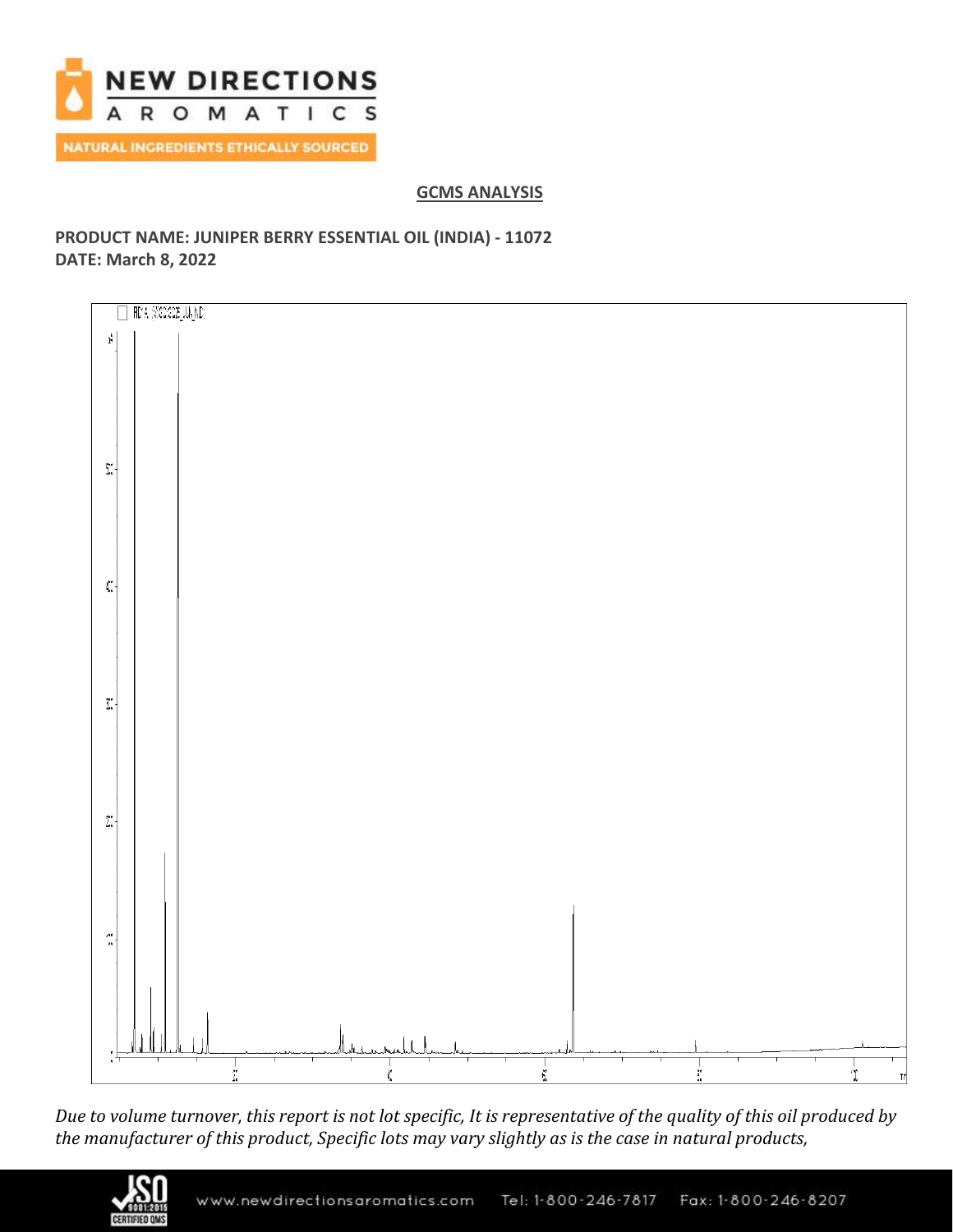## GCMS ANALYSIS

**PRODUCT NAME: JUNIPER BERRY ESSENTIAL OIL (INDIA) - 11072**
**DATE: March 8, 2022**

*Due to volume turnover, this report is not lot specific, It is representative of the quality of this oil produced by the manufacturer of this product, Specific lots may vary slightly as is the case in natural products,*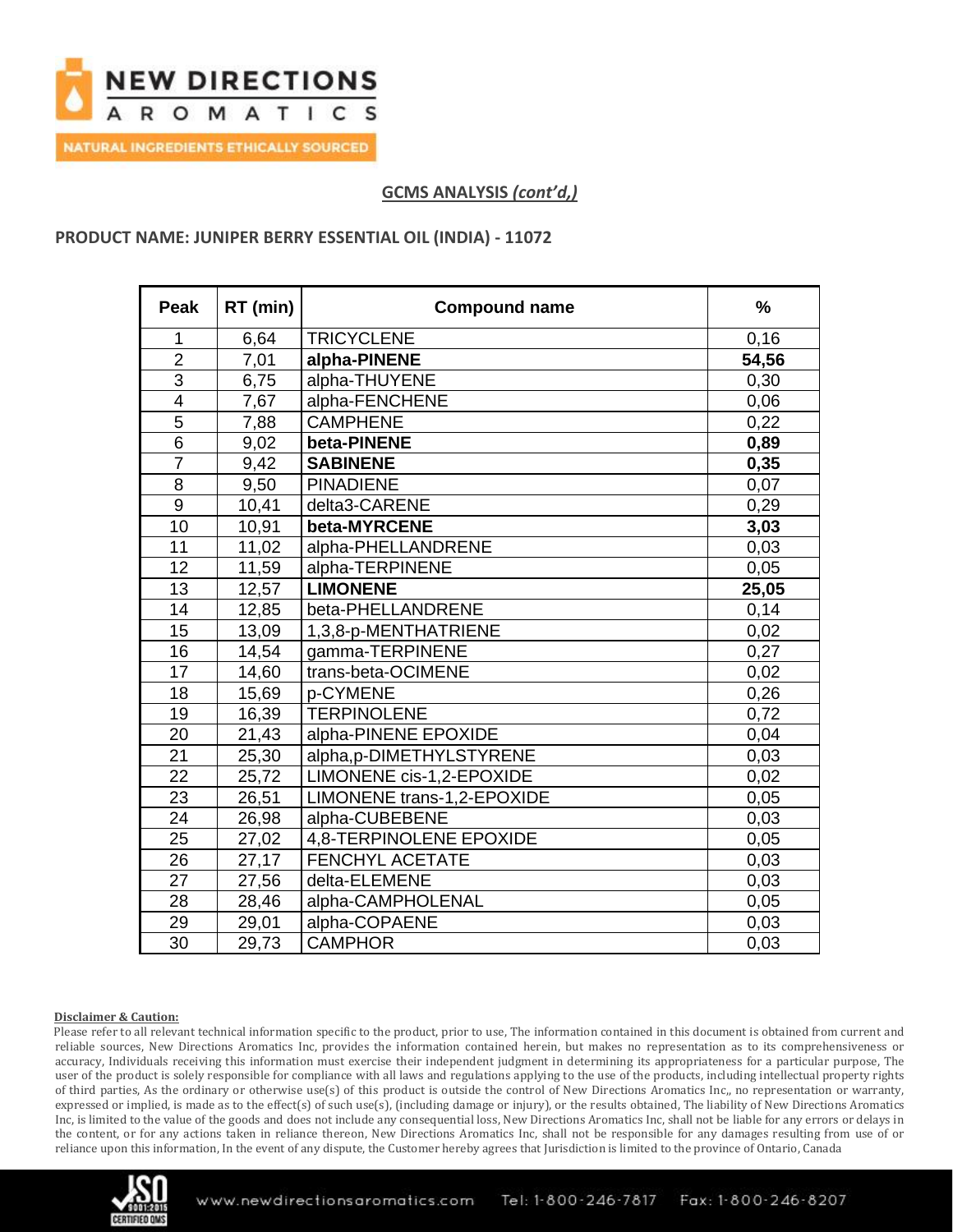## GCMS ANALYSIS *(cont'd,)*

**PRODUCT NAME: JUNIPER BERRY ESSENTIAL OIL (INDIA) - 11072**

| Peak | RT (min) | Compound name | % |
|---|---|---|---|
| 1 | 6,64 | TRICYCLENE | 0,16 |
| 2 | 7,01 | **alpha-PINENE** | **54,56** |
| 3 | 6,75 | alpha-THUYENE | 0,30 |
| 4 | 7,67 | alpha-FENCHENE | 0,06 |
| 5 | 7,88 | CAMPHENE | 0,22 |
| 6 | 9,02 | **beta-PINENE** | **0,89** |
| 7 | 9,42 | **SABINENE** | **0,35** |
| 8 | 9,50 | PINADIENE | 0,07 |
| 9 | 10,41 | delta3-CARENE | 0,29 |
| 10 | 10,91 | **beta-MYRCENE** | **3,03** |
| 11 | 11,02 | alpha-PHELLANDRENE | 0,03 |
| 12 | 11,59 | alpha-TERPINENE | 0,05 |
| 13 | 12,57 | **LIMONENE** | **25,05** |
| 14 | 12,85 | beta-PHELLANDRENE | 0,14 |
| 15 | 13,09 | 1,3,8-p-MENTHATRIENE | 0,02 |
| 16 | 14,54 | gamma-TERPINENE | 0,27 |
| 17 | 14,60 | trans-beta-OCIMENE | 0,02 |
| 18 | 15,69 | p-CYMENE | 0,26 |
| 19 | 16,39 | TERPINOLENE | 0,72 |
| 20 | 21,43 | alpha-PINENE EPOXIDE | 0,04 |
| 21 | 25,30 | alpha,p-DIMETHYLSTYRENE | 0,03 |
| 22 | 25,72 | LIMONENE cis-1,2-EPOXIDE | 0,02 |
| 23 | 26,51 | LIMONENE trans-1,2-EPOXIDE | 0,05 |
| 24 | 26,98 | alpha-CUBEBENE | 0,03 |
| 25 | 27,02 | 4,8-TERPINOLENE EPOXIDE | 0,05 |
| 26 | 27,17 | FENCHYL ACETATE | 0,03 |
| 27 | 27,56 | delta-ELEMENE | 0,03 |
| 28 | 28,46 | alpha-CAMPHOLENAL | 0,05 |
| 29 | 29,01 | alpha-COPAENE | 0,03 |
| 30 | 29,73 | CAMPHOR | 0,03 |

**Disclaimer & Caution:**

Please refer to all relevant technical information specific to the product, prior to use, The information contained in this document is obtained from current and reliable sources, New Directions Aromatics Inc, provides the information contained herein, but makes no representation as to its comprehensiveness or accuracy, Individuals receiving this information must exercise their independent judgment in determining its appropriateness for a particular purpose, The user of the product is solely responsible for compliance with all laws and regulations applying to the use of the products, including intellectual property rights of third parties, As the ordinary or otherwise use(s) of this product is outside the control of New Directions Aromatics Inc,, no representation or warranty, expressed or implied, is made as to the effect(s) of such use(s), (including damage or injury), or the results obtained, The liability of New Directions Aromatics Inc, is limited to the value of the goods and does not include any consequential loss, New Directions Aromatics Inc, shall not be liable for any errors or delays in the content, or for any actions taken in reliance thereon, New Directions Aromatics Inc, shall not be responsible for any damages resulting from use of or reliance upon this information, In the event of any dispute, the Customer hereby agrees that Jurisdiction is limited to the province of Ontario, Canada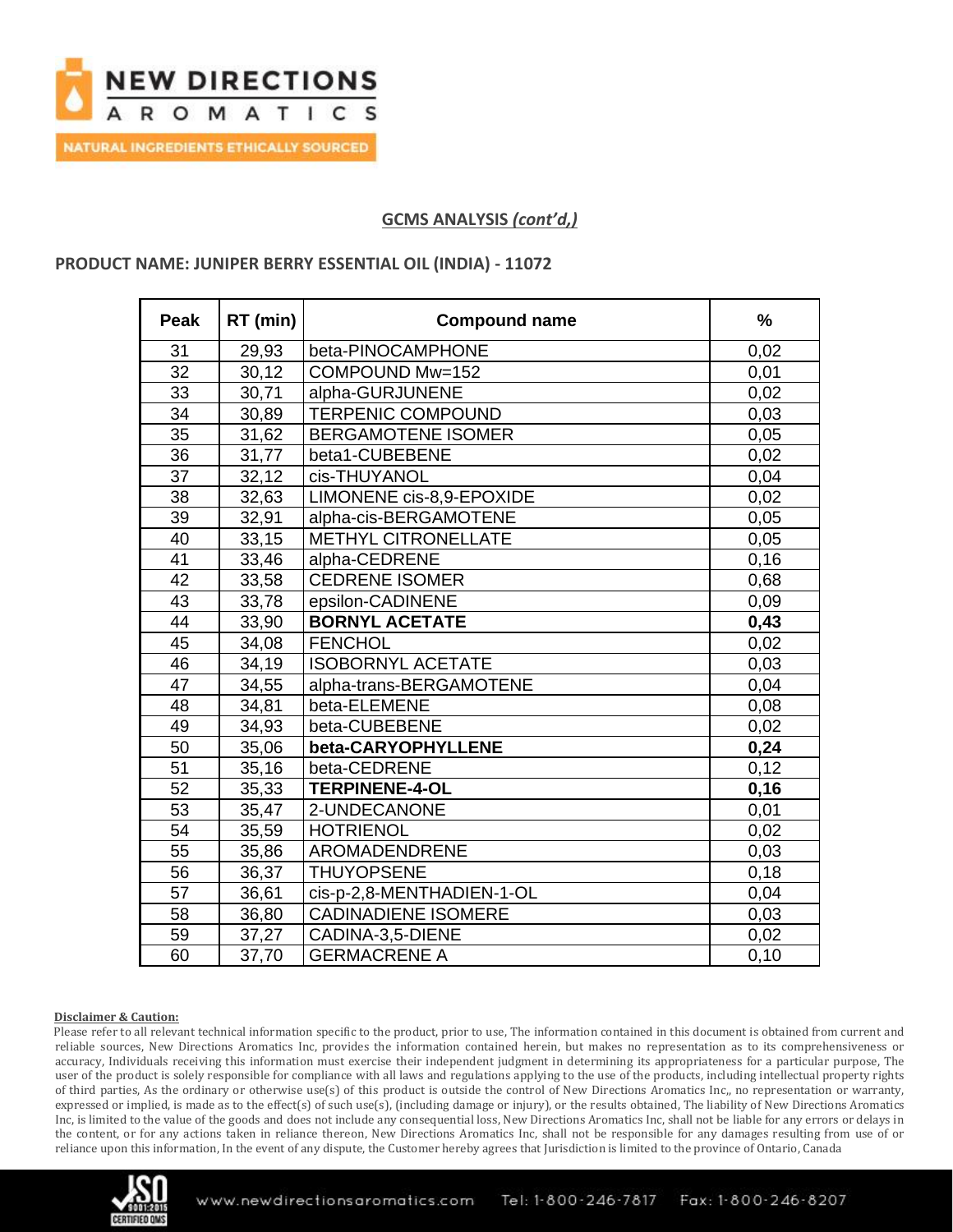## GCMS ANALYSIS *(cont'd,)*

**PRODUCT NAME: JUNIPER BERRY ESSENTIAL OIL (INDIA) - 11072**

| Peak | RT (min) | Compound name | % |
|---|---|---|---|
| 31 | 29,93 | beta-PINOCAMPHONE | 0,02 |
| 32 | 30,12 | COMPOUND Mw=152 | 0,01 |
| 33 | 30,71 | alpha-GURJUNENE | 0,02 |
| 34 | 30,89 | TERPENIC COMPOUND | 0,03 |
| 35 | 31,62 | BERGAMOTENE ISOMER | 0,05 |
| 36 | 31,77 | beta1-CUBEBENE | 0,02 |
| 37 | 32,12 | cis-THUYANOL | 0,04 |
| 38 | 32,63 | LIMONENE cis-8,9-EPOXIDE | 0,02 |
| 39 | 32,91 | alpha-cis-BERGAMOTENE | 0,05 |
| 40 | 33,15 | METHYL CITRONELLATE | 0,05 |
| 41 | 33,46 | alpha-CEDRENE | 0,16 |
| 42 | 33,58 | CEDRENE ISOMER | 0,68 |
| 43 | 33,78 | epsilon-CADINENE | 0,09 |
| 44 | 33,90 | **BORNYL ACETATE** | **0,43** |
| 45 | 34,08 | FENCHOL | 0,02 |
| 46 | 34,19 | ISOBORNYL ACETATE | 0,03 |
| 47 | 34,55 | alpha-trans-BERGAMOTENE | 0,04 |
| 48 | 34,81 | beta-ELEMENE | 0,08 |
| 49 | 34,93 | beta-CUBEBENE | 0,02 |
| 50 | 35,06 | **beta-CARYOPHYLLENE** | **0,24** |
| 51 | 35,16 | beta-CEDRENE | 0,12 |
| 52 | 35,33 | **TERPINENE-4-OL** | **0,16** |
| 53 | 35,47 | 2-UNDECANONE | 0,01 |
| 54 | 35,59 | HOTRIENOL | 0,02 |
| 55 | 35,86 | AROMADENDRENE | 0,03 |
| 56 | 36,37 | THUYOPSENE | 0,18 |
| 57 | 36,61 | cis-p-2,8-MENTHADIEN-1-OL | 0,04 |
| 58 | 36,80 | CADINADIENE ISOMERE | 0,03 |
| 59 | 37,27 | CADINA-3,5-DIENE | 0,02 |
| 60 | 37,70 | GERMACRENE A | 0,10 |

**Disclaimer & Caution:**

Please refer to all relevant technical information specific to the product, prior to use, The information contained in this document is obtained from current and reliable sources, New Directions Aromatics Inc, provides the information contained herein, but makes no representation as to its comprehensiveness or accuracy, Individuals receiving this information must exercise their independent judgment in determining its appropriateness for a particular purpose, The user of the product is solely responsible for compliance with all laws and regulations applying to the use of the products, including intellectual property rights of third parties, As the ordinary or otherwise use(s) of this product is outside the control of New Directions Aromatics Inc,, no representation or warranty, expressed or implied, is made as to the effect(s) of such use(s), (including damage or injury), or the results obtained, The liability of New Directions Aromatics Inc, is limited to the value of the goods and does not include any consequential loss, New Directions Aromatics Inc, shall not be liable for any errors or delays in the content, or for any actions taken in reliance thereon, New Directions Aromatics Inc, shall not be responsible for any damages resulting from use of or reliance upon this information, In the event of any dispute, the Customer hereby agrees that Jurisdiction is limited to the province of Ontario, Canada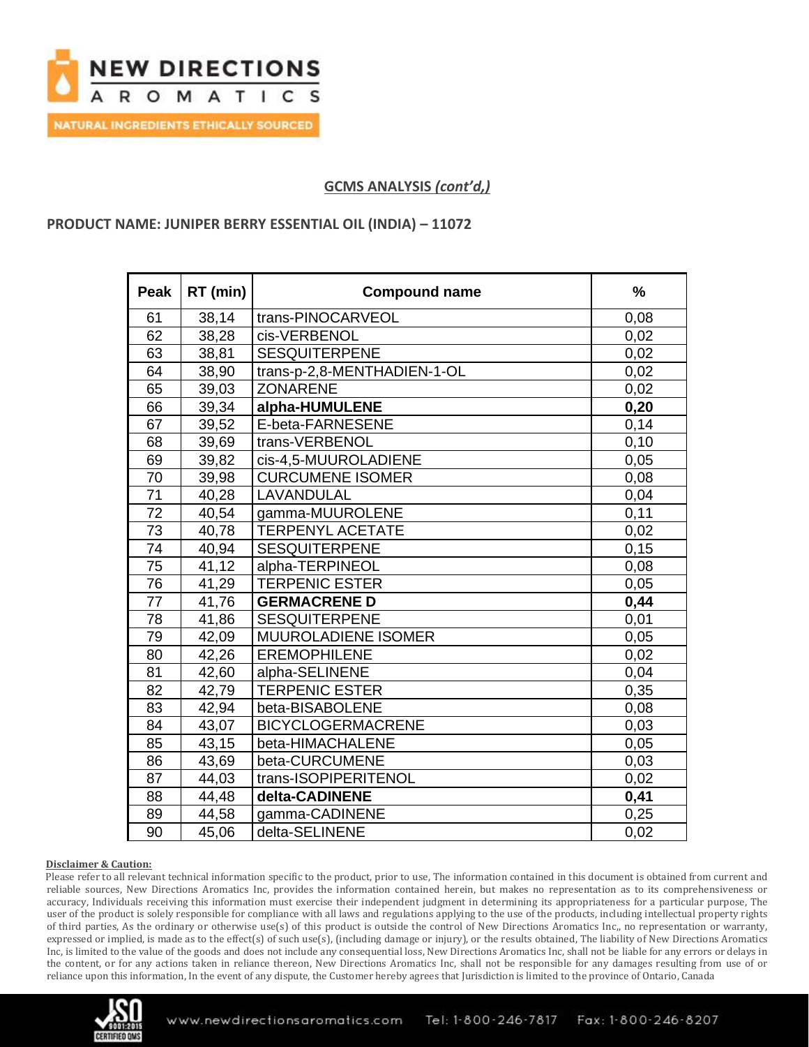## GCMS ANALYSIS *(cont'd,)*

### PRODUCT NAME: JUNIPER BERRY ESSENTIAL OIL (INDIA) – 11072

| Peak | RT (min) | Compound name | % |
|---|---|---|---|
| 61 | 38,14 | trans-PINOCARVEOL | 0,08 |
| 62 | 38,28 | cis-VERBENOL | 0,02 |
| 63 | 38,81 | SESQUITERPENE | 0,02 |
| 64 | 38,90 | trans-p-2,8-MENTHADIEN-1-OL | 0,02 |
| 65 | 39,03 | ZONARENE | 0,02 |
| 66 | 39,34 | **alpha-HUMULENE** | **0,20** |
| 67 | 39,52 | E-beta-FARNESENE | 0,14 |
| 68 | 39,69 | trans-VERBENOL | 0,10 |
| 69 | 39,82 | cis-4,5-MUUROLADIENE | 0,05 |
| 70 | 39,98 | CURCUMENE ISOMER | 0,08 |
| 71 | 40,28 | LAVANDULAL | 0,04 |
| 72 | 40,54 | gamma-MUUROLENE | 0,11 |
| 73 | 40,78 | TERPENYL ACETATE | 0,02 |
| 74 | 40,94 | SESQUITERPENE | 0,15 |
| 75 | 41,12 | alpha-TERPINEOL | 0,08 |
| 76 | 41,29 | TERPENIC ESTER | 0,05 |
| 77 | 41,76 | **GERMACRENE D** | **0,44** |
| 78 | 41,86 | SESQUITERPENE | 0,01 |
| 79 | 42,09 | MUUROLADIENE ISOMER | 0,05 |
| 80 | 42,26 | EREMOPHILENE | 0,02 |
| 81 | 42,60 | alpha-SELINENE | 0,04 |
| 82 | 42,79 | TERPENIC ESTER | 0,35 |
| 83 | 42,94 | beta-BISABOLENE | 0,08 |
| 84 | 43,07 | BICYCLOGERMACRENE | 0,03 |
| 85 | 43,15 | beta-HIMACHALENE | 0,05 |
| 86 | 43,69 | beta-CURCUMENE | 0,03 |
| 87 | 44,03 | trans-ISOPIPERITENOL | 0,02 |
| 88 | 44,48 | **delta-CADINENE** | **0,41** |
| 89 | 44,58 | gamma-CADINENE | 0,25 |
| 90 | 45,06 | delta-SELINENE | 0,02 |

**Disclaimer & Caution:**

Please refer to all relevant technical information specific to the product, prior to use, The information contained in this document is obtained from current and reliable sources, New Directions Aromatics Inc, provides the information contained herein, but makes no representation as to its comprehensiveness or accuracy, Individuals receiving this information must exercise their independent judgment in determining its appropriateness for a particular purpose, The user of the product is solely responsible for compliance with all laws and regulations applying to the use of the products, including intellectual property rights of third parties, As the ordinary or otherwise use(s) of this product is outside the control of New Directions Aromatics Inc,, no representation or warranty, expressed or implied, is made as to the effect(s) of such use(s), (including damage or injury), or the results obtained, The liability of New Directions Aromatics Inc, is limited to the value of the goods and does not include any consequential loss, New Directions Aromatics Inc, shall not be liable for any errors or delays in the content, or for any actions taken in reliance thereon, New Directions Aromatics Inc, shall not be responsible for any damages resulting from use of or reliance upon this information, In the event of any dispute, the Customer hereby agrees that Jurisdiction is limited to the province of Ontario, Canada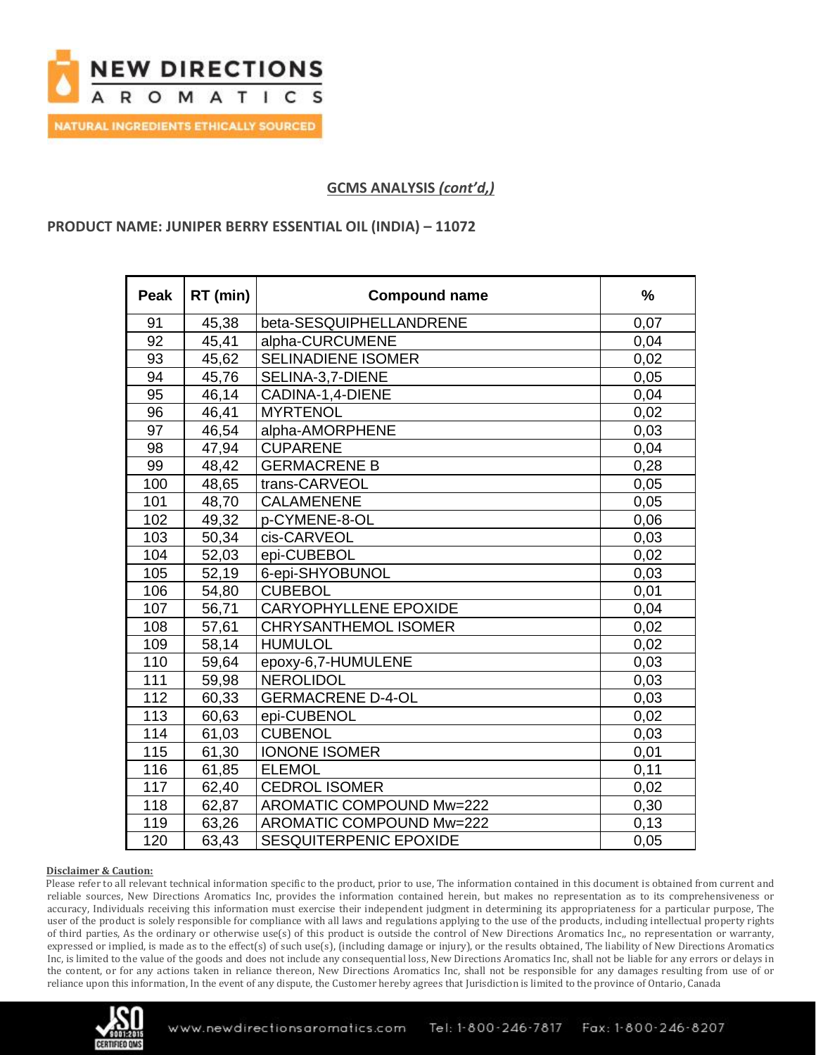## GCMS ANALYSIS *(cont'd,)*

**PRODUCT NAME: JUNIPER BERRY ESSENTIAL OIL (INDIA) – 11072**

| Peak | RT (min) | Compound name | % |
|---|---|---|---|
| 91 | 45,38 | beta-SESQUIPHELLANDRENE | 0,07 |
| 92 | 45,41 | alpha-CURCUMENE | 0,04 |
| 93 | 45,62 | SELINADIENE ISOMER | 0,02 |
| 94 | 45,76 | SELINA-3,7-DIENE | 0,05 |
| 95 | 46,14 | CADINA-1,4-DIENE | 0,04 |
| 96 | 46,41 | MYRTENOL | 0,02 |
| 97 | 46,54 | alpha-AMORPHENE | 0,03 |
| 98 | 47,94 | CUPARENE | 0,04 |
| 99 | 48,42 | GERMACRENE B | 0,28 |
| 100 | 48,65 | trans-CARVEOL | 0,05 |
| 101 | 48,70 | CALAMENENE | 0,05 |
| 102 | 49,32 | p-CYMENE-8-OL | 0,06 |
| 103 | 50,34 | cis-CARVEOL | 0,03 |
| 104 | 52,03 | epi-CUBEBOL | 0,02 |
| 105 | 52,19 | 6-epi-SHYOBUNOL | 0,03 |
| 106 | 54,80 | CUBEBOL | 0,01 |
| 107 | 56,71 | CARYOPHYLLENE EPOXIDE | 0,04 |
| 108 | 57,61 | CHRYSANTHEMOL ISOMER | 0,02 |
| 109 | 58,14 | HUMULOL | 0,02 |
| 110 | 59,64 | epoxy-6,7-HUMULENE | 0,03 |
| 111 | 59,98 | NEROLIDOL | 0,03 |
| 112 | 60,33 | GERMACRENE D-4-OL | 0,03 |
| 113 | 60,63 | epi-CUBENOL | 0,02 |
| 114 | 61,03 | CUBENOL | 0,03 |
| 115 | 61,30 | IONONE ISOMER | 0,01 |
| 116 | 61,85 | ELEMOL | 0,11 |
| 117 | 62,40 | CEDROL ISOMER | 0,02 |
| 118 | 62,87 | AROMATIC COMPOUND Mw=222 | 0,30 |
| 119 | 63,26 | AROMATIC COMPOUND Mw=222 | 0,13 |
| 120 | 63,43 | SESQUITERPENIC EPOXIDE | 0,05 |

**Disclaimer & Caution:**

Please refer to all relevant technical information specific to the product, prior to use, The information contained in this document is obtained from current and reliable sources, New Directions Aromatics Inc, provides the information contained herein, but makes no representation as to its comprehensiveness or accuracy, Individuals receiving this information must exercise their independent judgment in determining its appropriateness for a particular purpose, The user of the product is solely responsible for compliance with all laws and regulations applying to the use of the products, including intellectual property rights of third parties, As the ordinary or otherwise use(s) of this product is outside the control of New Directions Aromatics Inc,, no representation or warranty, expressed or implied, is made as to the effect(s) of such use(s), (including damage or injury), or the results obtained, The liability of New Directions Aromatics Inc, is limited to the value of the goods and does not include any consequential loss, New Directions Aromatics Inc, shall not be liable for any errors or delays in the content, or for any actions taken in reliance thereon, New Directions Aromatics Inc, shall not be responsible for any damages resulting from use of or reliance upon this information, In the event of any dispute, the Customer hereby agrees that Jurisdiction is limited to the province of Ontario, Canada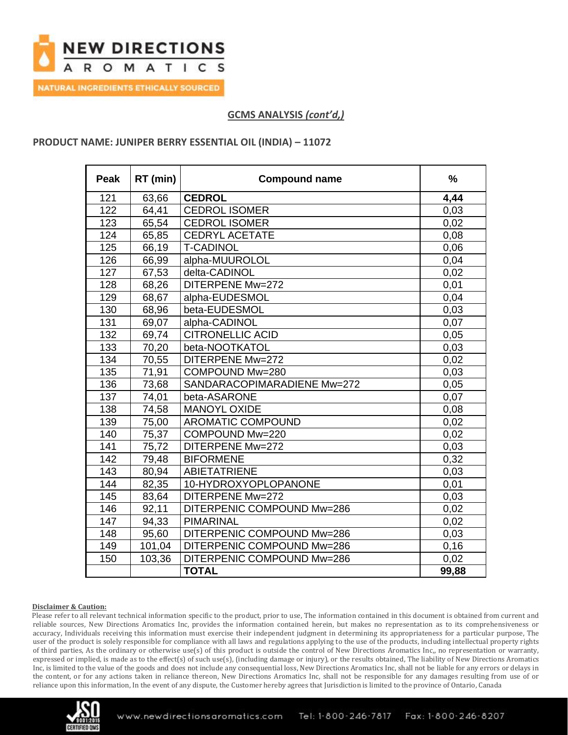NEW DIRECTIONS

AROMATICS

NATURAL INGREDIENTS ETHICALLY SOURCED

## GCMS ANALYSIS *(cont'd,)*

### PRODUCT NAME: JUNIPER BERRY ESSENTIAL OIL (INDIA) – 11072

| Peak | RT (min) | Compound name | % |
|---|---|---|---|
| 121 | 63,66 | **CEDROL** | **4,44** |
| 122 | 64,41 | CEDROL ISOMER | 0,03 |
| 123 | 65,54 | CEDROL ISOMER | 0,02 |
| 124 | 65,85 | CEDRYL ACETATE | 0,08 |
| 125 | 66,19 | T-CADINOL | 0,06 |
| 126 | 66,99 | alpha-MUUROLOL | 0,04 |
| 127 | 67,53 | delta-CADINOL | 0,02 |
| 128 | 68,26 | DITERPENE Mw=272 | 0,01 |
| 129 | 68,67 | alpha-EUDESMOL | 0,04 |
| 130 | 68,96 | beta-EUDESMOL | 0,03 |
| 131 | 69,07 | alpha-CADINOL | 0,07 |
| 132 | 69,74 | CITRONELLIC ACID | 0,05 |
| 133 | 70,20 | beta-NOOTKATOL | 0,03 |
| 134 | 70,55 | DITERPENE Mw=272 | 0,02 |
| 135 | 71,91 | COMPOUND Mw=280 | 0,03 |
| 136 | 73,68 | SANDARACOPIMARADIENE Mw=272 | 0,05 |
| 137 | 74,01 | beta-ASARONE | 0,07 |
| 138 | 74,58 | MANOYL OXIDE | 0,08 |
| 139 | 75,00 | AROMATIC COMPOUND | 0,02 |
| 140 | 75,37 | COMPOUND Mw=220 | 0,02 |
| 141 | 75,72 | DITERPENE Mw=272 | 0,03 |
| 142 | 79,48 | BIFORMENE | 0,32 |
| 143 | 80,94 | ABIETATRIENE | 0,03 |
| 144 | 82,35 | 10-HYDROXYOPLOPANONE | 0,01 |
| 145 | 83,64 | DITERPENE Mw=272 | 0,03 |
| 146 | 92,11 | DITERPENIC COMPOUND Mw=286 | 0,02 |
| 147 | 94,33 | PIMARINAL | 0,02 |
| 148 | 95,60 | DITERPENIC COMPOUND Mw=286 | 0,03 |
| 149 | 101,04 | DITERPENIC COMPOUND Mw=286 | 0,16 |
| 150 | 103,36 | DITERPENIC COMPOUND Mw=286 | 0,02 |
| | | **TOTAL** | **99,88** |

**Disclaimer & Caution:**

Please refer to all relevant technical information specific to the product, prior to use, The information contained in this document is obtained from current and reliable sources, New Directions Aromatics Inc, provides the information contained herein, but makes no representation as to its comprehensiveness or accuracy, Individuals receiving this information must exercise their independent judgment in determining its appropriateness for a particular purpose, The user of the product is solely responsible for compliance with all laws and regulations applying to the use of the products, including intellectual property rights of third parties, As the ordinary or otherwise use(s) of this product is outside the control of New Directions Aromatics Inc,, no representation or warranty, expressed or implied, is made as to the effect(s) of such use(s), (including damage or injury), or the results obtained, The liability of New Directions Aromatics Inc, is limited to the value of the goods and does not include any consequential loss, New Directions Aromatics Inc, shall not be liable for any errors or delays in the content, or for any actions taken in reliance thereon, New Directions Aromatics Inc, shall not be responsible for any damages resulting from use of or reliance upon this information, In the event of any dispute, the Customer hereby agrees that Jurisdiction is limited to the province of Ontario, Canada

www.newdirectionsaromatics.com Tel: 1-800-246-7817 Fax: 1-800-246-8207